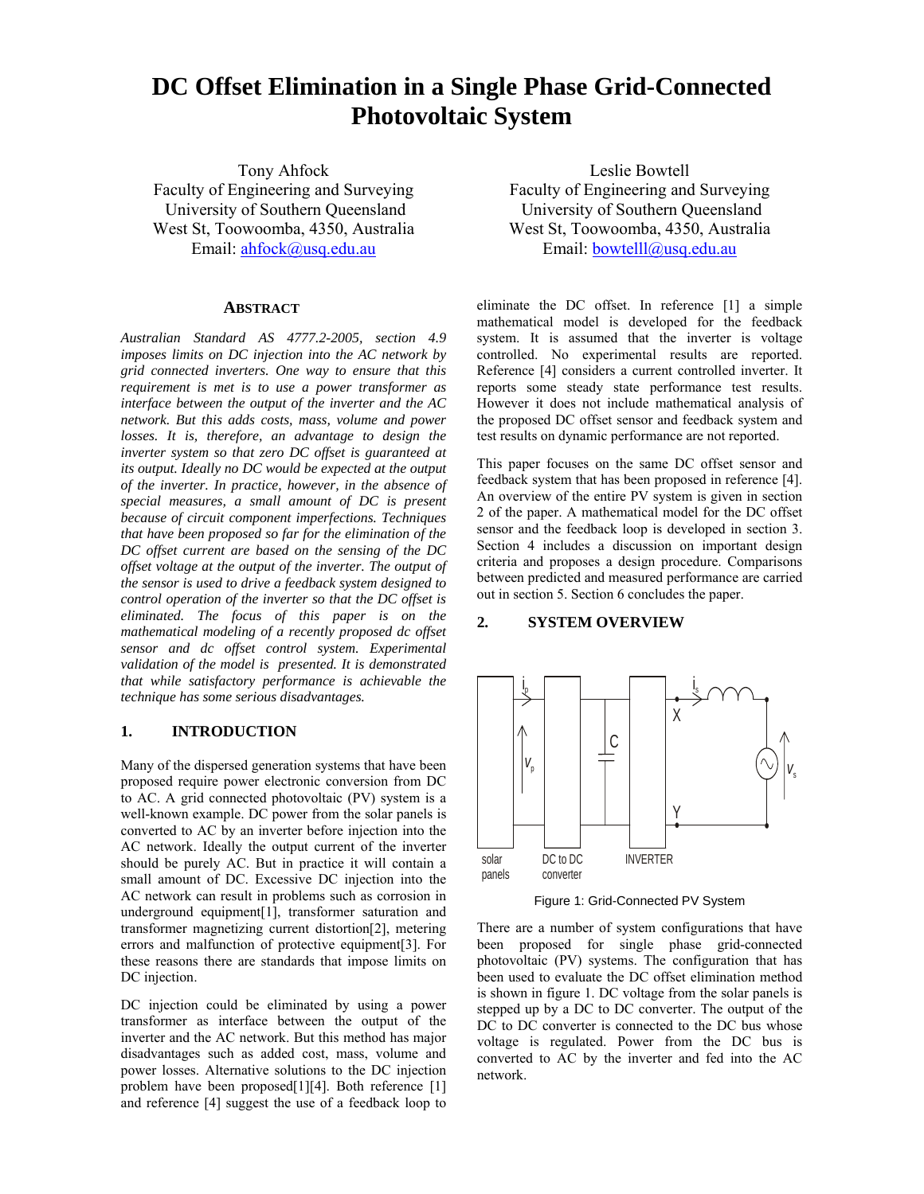# DC Offset Elimination in a Single Phase Grid-Connected Photovoltaic System

Tony Ahfock
Faculty of Engineering and Surveying
University of Southern Queensland
West St, Toowoomba, 4350, Australia
Email: ahfock@usq.edu.au

Leslie Bowtell
Faculty of Engineering and Surveying
University of Southern Queensland
West St, Toowoomba, 4350, Australia
Email: bowtelll@usq.edu.au

## ABSTRACT

*Australian Standard AS 4777.2-2005, section 4.9 imposes limits on DC injection into the AC network by grid connected inverters. One way to ensure that this requirement is met is to use a power transformer as interface between the output of the inverter and the AC network. But this adds costs, mass, volume and power losses. It is, therefore, an advantage to design the inverter system so that zero DC offset is guaranteed at its output. Ideally no DC would be expected at the output of the inverter. In practice, however, in the absence of special measures, a small amount of DC is present because of circuit component imperfections. Techniques that have been proposed so far for the elimination of the DC offset current are based on the sensing of the DC offset voltage at the output of the inverter. The output of the sensor is used to drive a feedback system designed to control operation of the inverter so that the DC offset is eliminated. The focus of this paper is on the mathematical modeling of a recently proposed dc offset sensor and dc offset control system. Experimental validation of the model is presented. It is demonstrated that while satisfactory performance is achievable the technique has some serious disadvantages.*

## 1. INTRODUCTION

Many of the dispersed generation systems that have been proposed require power electronic conversion from DC to AC. A grid connected photovoltaic (PV) system is a well-known example. DC power from the solar panels is converted to AC by an inverter before injection into the AC network. Ideally the output current of the inverter should be purely AC. But in practice it will contain a small amount of DC. Excessive DC injection into the AC network can result in problems such as corrosion in underground equipment[1], transformer saturation and transformer magnetizing current distortion[2], metering errors and malfunction of protective equipment[3]. For these reasons there are standards that impose limits on DC injection.

DC injection could be eliminated by using a power transformer as interface between the output of the inverter and the AC network. But this method has major disadvantages such as added cost, mass, volume and power losses. Alternative solutions to the DC injection problem have been proposed[1][4]. Both reference [1] and reference [4] suggest the use of a feedback loop to eliminate the DC offset. In reference [1] a simple mathematical model is developed for the feedback system. It is assumed that the inverter is voltage controlled. No experimental results are reported. Reference [4] considers a current controlled inverter. It reports some steady state performance test results. However it does not include mathematical analysis of the proposed DC offset sensor and feedback system and test results on dynamic performance are not reported.

This paper focuses on the same DC offset sensor and feedback system that has been proposed in reference [4]. An overview of the entire PV system is given in section 2 of the paper. A mathematical model for the DC offset sensor and the feedback loop is developed in section 3. Section 4 includes a discussion on important design criteria and proposes a design procedure. Comparisons between predicted and measured performance are carried out in section 5. Section 6 concludes the paper.

## 2. SYSTEM OVERVIEW

Figure 1: Grid-Connected PV System

There are a number of system configurations that have been proposed for single phase grid-connected photovoltaic (PV) systems. The configuration that has been used to evaluate the DC offset elimination method is shown in figure 1. DC voltage from the solar panels is stepped up by a DC to DC converter. The output of the DC to DC converter is connected to the DC bus whose voltage is regulated. Power from the DC bus is converted to AC by the inverter and fed into the AC network.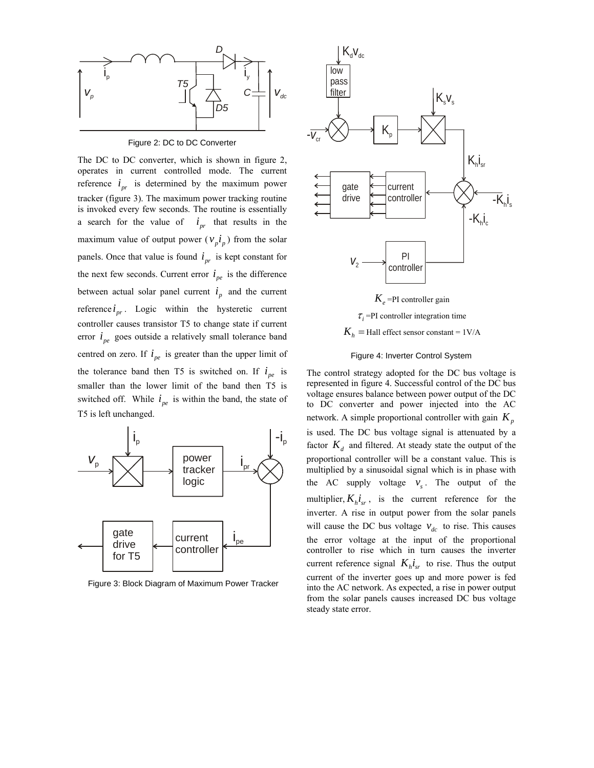Figure 2: DC to DC Converter

The DC to DC converter, which is shown in figure 2, operates in current controlled mode. The current reference $i_{pr}$ is determined by the maximum power tracker (figure 3). The maximum power tracking routine is invoked every few seconds. The routine is essentially a search for the value of $i_{pr}$ that results in the maximum value of output power ($v_p i_p$) from the solar panels. Once that value is found $i_{pr}$ is kept constant for the next few seconds. Current error $i_{pe}$ is the difference between actual solar panel current $i_p$ and the current reference $i_{pr}$. Logic within the hysteretic current controller causes transistor T5 to change state if current error $i_{pe}$ goes outside a relatively small tolerance band centred on zero. If $i_{pe}$ is greater than the upper limit of the tolerance band then T5 is switched on. If $i_{pe}$ is smaller than the lower limit of the band then T5 is switched off. While $i_{pe}$ is within the band, the state of T5 is left unchanged.

Figure 3: Block Diagram of Maximum Power Tracker

$K_e$ =PI controller gain

$\tau_i$ =PI controller integration time

$K_h$ = Hall effect sensor constant = 1V/A

Figure 4: Inverter Control System

The control strategy adopted for the DC bus voltage is represented in figure 4. Successful control of the DC bus voltage ensures balance between power output of the DC to DC converter and power injected into the AC network. A simple proportional controller with gain $K_p$ is used. The DC bus voltage signal is attenuated by a factor $K_d$ and filtered. At steady state the output of the proportional controller will be a constant value. This is multiplied by a sinusoidal signal which is in phase with the AC supply voltage $v_s$. The output of the multiplier, $K_h i_{sr}$, is the current reference for the inverter. A rise in output power from the solar panels will cause the DC bus voltage $v_{dc}$ to rise. This causes the error voltage at the input of the proportional controller to rise which in turn causes the inverter current reference signal $K_h i_{sr}$ to rise. Thus the output current of the inverter goes up and more power is fed into the AC network. As expected, a rise in power output from the solar panels causes increased DC bus voltage steady state error.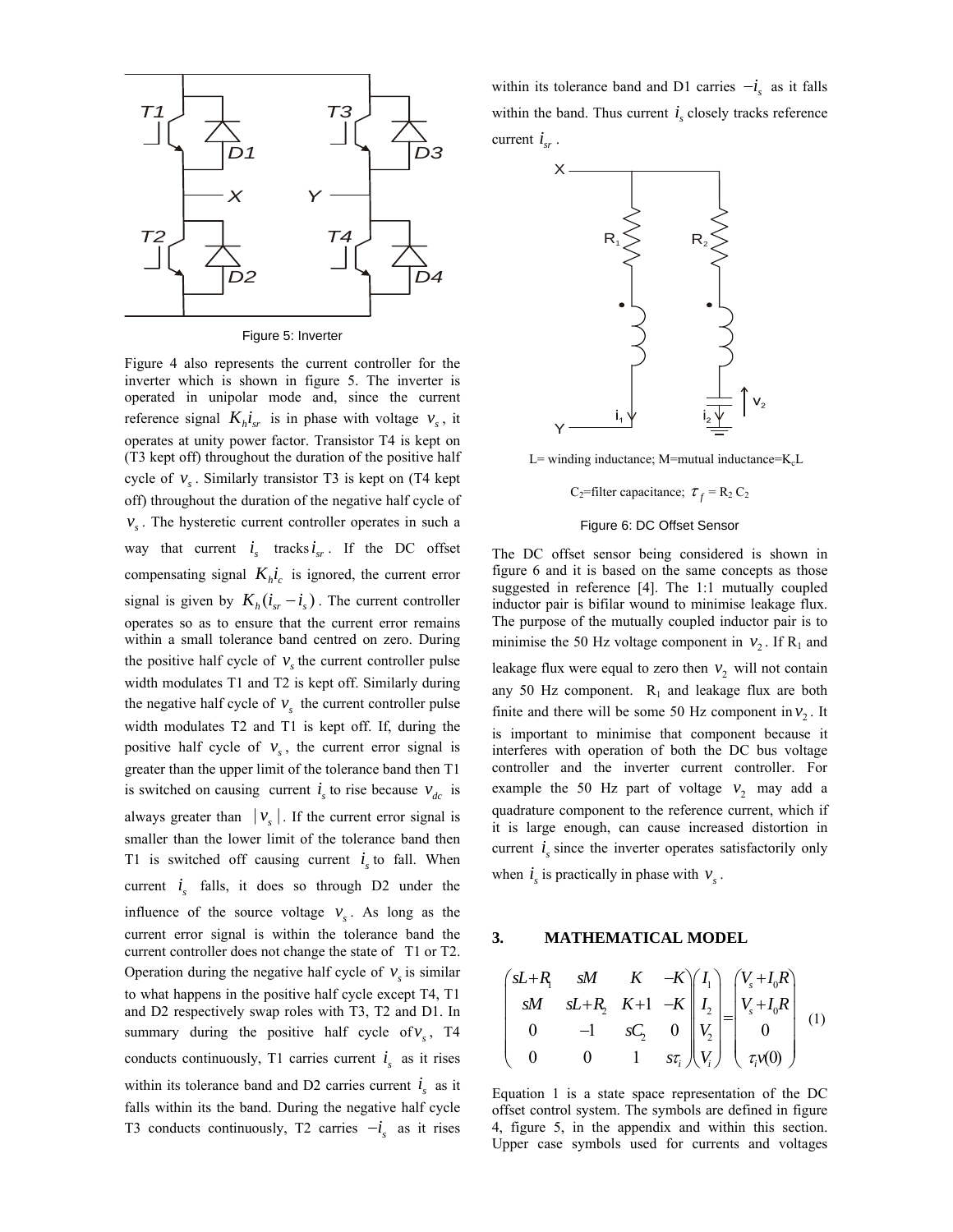Figure 5: Inverter

Figure 4 also represents the current controller for the inverter which is shown in figure 5. The inverter is operated in unipolar mode and, since the current reference signal $K_h i_{sr}$ is in phase with voltage $v_s$, it operates at unity power factor. Transistor T4 is kept on (T3 kept off) throughout the duration of the positive half cycle of $v_s$. Similarly transistor T3 is kept on (T4 kept off) throughout the duration of the negative half cycle of $v_s$. The hysteretic current controller operates in such a way that current $i_s$ tracks $i_{sr}$. If the DC offset compensating signal $K_h i_c$ is ignored, the current error signal is given by $K_h(i_{sr} - i_s)$. The current controller operates so as to ensure that the current error remains within a small tolerance band centred on zero. During the positive half cycle of $v_s$ the current controller pulse width modulates T1 and T2 is kept off. Similarly during the negative half cycle of $v_s$ the current controller pulse width modulates T2 and T1 is kept off. If, during the positive half cycle of $v_s$, the current error signal is greater than the upper limit of the tolerance band then T1 is switched on causing current $i_s$ to rise because $v_{dc}$ is always greater than $|v_s|$. If the current error signal is smaller than the lower limit of the tolerance band then T1 is switched off causing current $i_s$ to fall. When current $i_s$ falls, it does so through D2 under the influence of the source voltage $v_s$. As long as the current error signal is within the tolerance band the current controller does not change the state of T1 or T2. Operation during the negative half cycle of $v_s$ is similar to what happens in the positive half cycle except T4, T1 and D2 respectively swap roles with T3, T2 and D1. In summary during the positive half cycle of $v_s$, T4 conducts continuously, T1 carries current $i_s$ as it rises within its tolerance band and D2 carries current $i_s$ as it falls within its the band. During the negative half cycle T3 conducts continuously, T2 carries $-i_s$ as it rises within its tolerance band and D1 carries $-i_s$ as it falls within the band. Thus current $i_s$ closely tracks reference current $i_{sr}$.

L= winding inductance; M=mutual inductance=$K_c$L

$C_2$=filter capacitance; $\tau_f = R_2 C_2$

Figure 6: DC Offset Sensor

The DC offset sensor being considered is shown in figure 6 and it is based on the same concepts as those suggested in reference [4]. The 1:1 mutually coupled inductor pair is bifilar wound to minimise leakage flux. The purpose of the mutually coupled inductor pair is to minimise the 50 Hz voltage component in $v_2$. If $R_1$ and leakage flux were equal to zero then $v_2$ will not contain any 50 Hz component. $R_1$ and leakage flux are both finite and there will be some 50 Hz component in $v_2$. It is important to minimise that component because it interferes with operation of both the DC bus voltage controller and the inverter current controller. For example the 50 Hz part of voltage $v_2$ may add a quadrature component to the reference current, which if it is large enough, can cause increased distortion in current $i_s$ since the inverter operates satisfactorily only when $i_s$ is practically in phase with $v_s$.

## 3. MATHEMATICAL MODEL

$$\begin{pmatrix} sL+R_1 & sM & K & -K \\ sM & sL+R_2 & K+1 & -K \\ 0 & -1 & sC_2 & 0 \\ 0 & 0 & 1 & s\tau_i \end{pmatrix} \begin{pmatrix} I_1 \\ I_2 \\ V_2 \\ V_i \end{pmatrix} = \begin{pmatrix} V_s + I_0 R \\ V_s + I_0 R \\ 0 \\ \tau_i v(0) \end{pmatrix} \quad (1)$$

Equation 1 is a state space representation of the DC offset control system. The symbols are defined in figure 4, figure 5, in the appendix and within this section. Upper case symbols used for currents and voltages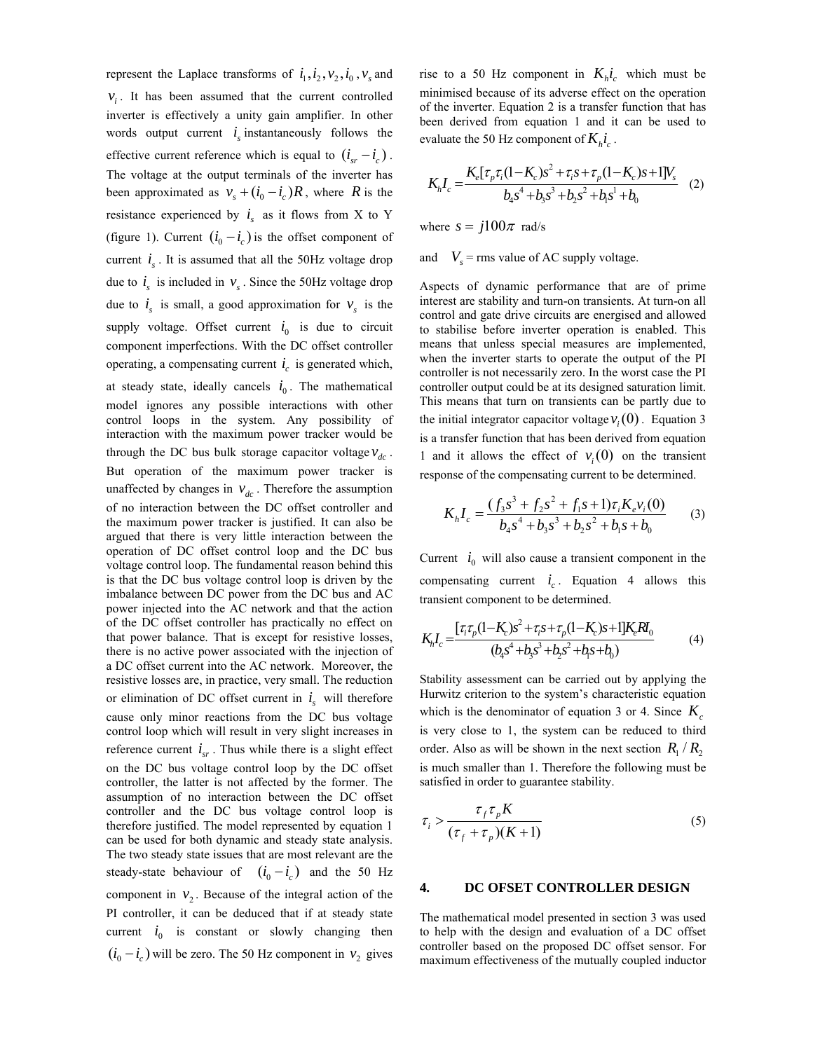represent the Laplace transforms of $i_1, i_2, v_2, i_0, v_s$ and $v_i$. It has been assumed that the current controlled inverter is effectively a unity gain amplifier. In other words output current $i_s$ instantaneously follows the effective current reference which is equal to $(i_{sr} - i_c)$. The voltage at the output terminals of the inverter has been approximated as $v_s + (i_0 - i_c)R$, where $R$ is the resistance experienced by $i_s$ as it flows from X to Y (figure 1). Current $(i_0 - i_c)$ is the offset component of current $i_s$. It is assumed that all the 50Hz voltage drop due to $i_s$ is included in $v_s$. Since the 50Hz voltage drop due to $i_s$ is small, a good approximation for $v_s$ is the supply voltage. Offset current $i_0$ is due to circuit component imperfections. With the DC offset controller operating, a compensating current $i_c$ is generated which, at steady state, ideally cancels $i_0$. The mathematical model ignores any possible interactions with other control loops in the system. Any possibility of interaction with the maximum power tracker would be through the DC bus bulk storage capacitor voltage $v_{dc}$. But operation of the maximum power tracker is unaffected by changes in $v_{dc}$. Therefore the assumption of no interaction between the DC offset controller and the maximum power tracker is justified. It can also be argued that there is very little interaction between the operation of DC offset control loop and the DC bus voltage control loop. The fundamental reason behind this is that the DC bus voltage control loop is driven by the imbalance between DC power from the DC bus and AC power injected into the AC network and that the action of the DC offset controller has practically no effect on that power balance. That is except for resistive losses, there is no active power associated with the injection of a DC offset current into the AC network. Moreover, the resistive losses are, in practice, very small. The reduction or elimination of DC offset current in $i_s$ will therefore cause only minor reactions from the DC bus voltage control loop which will result in very slight increases in reference current $i_{sr}$. Thus while there is a slight effect on the DC bus voltage control loop by the DC offset controller, the latter is not affected by the former. The assumption of no interaction between the DC offset controller and the DC bus voltage control loop is therefore justified. The model represented by equation 1 can be used for both dynamic and steady state analysis. The two steady state issues that are most relevant are the steady-state behaviour of $(i_0 - i_c)$ and the 50 Hz component in $v_2$. Because of the integral action of the PI controller, it can be deduced that if at steady state current $i_0$ is constant or slowly changing then $(i_0 - i_c)$ will be zero. The 50 Hz component in $v_2$ gives rise to a 50 Hz component in $K_h i_c$ which must be minimised because of its adverse effect on the operation of the inverter. Equation 2 is a transfer function that has been derived from equation 1 and it can be used to evaluate the 50 Hz component of $K_h i_c$.

$$K_h I_c = \frac{K_e[\tau_p \tau_i (1-K_c)s^2 + \tau_i s + \tau_p (1-K_c)s + 1]V_s}{b_4 s^4 + b_3 s^3 + b_2 s^2 + b_1 s^1 + b_0} \quad (2)$$

where $s = j100\pi$ rad/s

and $V_s$ = rms value of AC supply voltage.

Aspects of dynamic performance that are of prime interest are stability and turn-on transients. At turn-on all control and gate drive circuits are energised and allowed to stabilise before inverter operation is enabled. This means that unless special measures are implemented, when the inverter starts to operate the output of the PI controller is not necessarily zero. In the worst case the PI controller output could be at its designed saturation limit. This means that turn on transients can be partly due to the initial integrator capacitor voltage $v_i(0)$. Equation 3 is a transfer function that has been derived from equation 1 and it allows the effect of $v_i(0)$ on the transient response of the compensating current to be determined.

$$K_h I_c = \frac{(f_3 s^3 + f_2 s^2 + f_1 s + 1)\tau_i K_e v_i(0)}{b_4 s^4 + b_3 s^3 + b_2 s^2 + b_1 s + b_0} \quad (3)$$

Current $i_0$ will also cause a transient component in the compensating current $i_c$. Equation 4 allows this transient component to be determined.

$$K_h I_c = \frac{[\tau_i \tau_p (1-K_c)s^2 + \tau_i s + \tau_p (1-K_c)s + 1]K_e R I_0}{(b_4 s^4 + b_3 s^3 + b_2 s^2 + b_1 s + b_0)} \quad (4)$$

Stability assessment can be carried out by applying the Hurwitz criterion to the system's characteristic equation which is the denominator of equation 3 or 4. Since $K_c$ is very close to 1, the system can be reduced to third order. Also as will be shown in the next section $R_1 / R_2$ is much smaller than 1. Therefore the following must be satisfied in order to guarantee stability.

$$\tau_i > \frac{\tau_f \tau_p K}{(\tau_f + \tau_p)(K+1)} \quad (5)$$

## 4. DC OFSET CONTROLLER DESIGN

The mathematical model presented in section 3 was used to help with the design and evaluation of a DC offset controller based on the proposed DC offset sensor. For maximum effectiveness of the mutually coupled inductor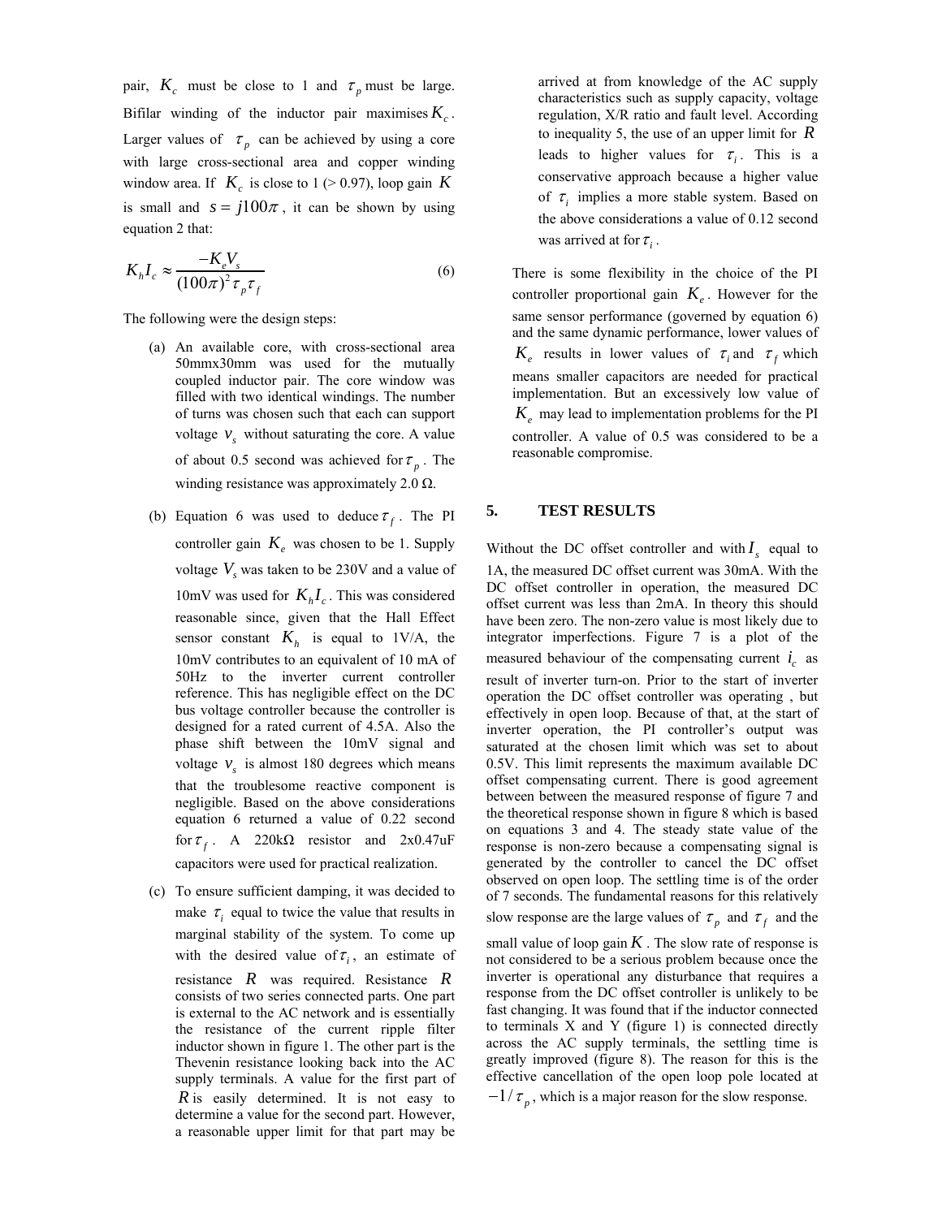pair, $K_c$ must be close to 1 and $\tau_p$ must be large. Bifilar winding of the inductor pair maximises $K_c$. Larger values of $\tau_p$ can be achieved by using a core with large cross-sectional area and copper winding window area. If $K_c$ is close to 1 (> 0.97), loop gain $K$ is small and $s = j100\pi$, it can be shown by using equation 2 that:

$$K_h I_c \approx \frac{-K_e V_s}{(100\pi)^2 \tau_p \tau_f} \tag{6}$$

The following were the design steps:

(a) An available core, with cross-sectional area 50mmx30mm was used for the mutually coupled inductor pair. The core window was filled with two identical windings. The number of turns was chosen such that each can support voltage $v_s$ without saturating the core. A value of about 0.5 second was achieved for $\tau_p$. The winding resistance was approximately 2.0 Ω.

(b) Equation 6 was used to deduce $\tau_f$. The PI controller gain $K_e$ was chosen to be 1. Supply voltage $V_s$ was taken to be 230V and a value of 10mV was used for $K_h I_c$. This was considered reasonable since, given that the Hall Effect sensor constant $K_h$ is equal to 1V/A, the 10mV contributes to an equivalent of 10 mA of 50Hz to the inverter current controller reference. This has negligible effect on the DC bus voltage controller because the controller is designed for a rated current of 4.5A. Also the phase shift between the 10mV signal and voltage $v_s$ is almost 180 degrees which means that the troublesome reactive component is negligible. Based on the above considerations equation 6 returned a value of 0.22 second for $\tau_f$. A 220kΩ resistor and 2x0.47uF capacitors were used for practical realization.

(c) To ensure sufficient damping, it was decided to make $\tau_i$ equal to twice the value that results in marginal stability of the system. To come up with the desired value of $\tau_i$, an estimate of resistance $R$ was required. Resistance $R$ consists of two series connected parts. One part is external to the AC network and is essentially the resistance of the current ripple filter inductor shown in figure 1. The other part is the Thevenin resistance looking back into the AC supply terminals. A value for the first part of $R$ is easily determined. It is not easy to determine a value for the second part. However, a reasonable upper limit for that part may be arrived at from knowledge of the AC supply characteristics such as supply capacity, voltage regulation, X/R ratio and fault level. According to inequality 5, the use of an upper limit for $R$ leads to higher values for $\tau_i$. This is a conservative approach because a higher value of $\tau_i$ implies a more stable system. Based on the above considerations a value of 0.12 second was arrived at for $\tau_i$.

There is some flexibility in the choice of the PI controller proportional gain $K_e$. However for the same sensor performance (governed by equation 6) and the same dynamic performance, lower values of $K_e$ results in lower values of $\tau_i$ and $\tau_f$ which means smaller capacitors are needed for practical implementation. But an excessively low value of $K_e$ may lead to implementation problems for the PI controller. A value of 0.5 was considered to be a reasonable compromise.

## 5. TEST RESULTS

Without the DC offset controller and with $I_s$ equal to 1A, the measured DC offset current was 30mA. With the DC offset controller in operation, the measured DC offset current was less than 2mA. In theory this should have been zero. The non-zero value is most likely due to integrator imperfections. Figure 7 is a plot of the measured behaviour of the compensating current $i_c$ as result of inverter turn-on. Prior to the start of inverter operation the DC offset controller was operating , but effectively in open loop. Because of that, at the start of inverter operation, the PI controller's output was saturated at the chosen limit which was set to about 0.5V. This limit represents the maximum available DC offset compensating current. There is good agreement between between the measured response of figure 7 and the theoretical response shown in figure 8 which is based on equations 3 and 4. The steady state value of the response is non-zero because a compensating signal is generated by the controller to cancel the DC offset observed on open loop. The settling time is of the order of 7 seconds. The fundamental reasons for this relatively slow response are the large values of $\tau_p$ and $\tau_f$ and the small value of loop gain $K$. The slow rate of response is not considered to be a serious problem because once the inverter is operational any disturbance that requires a response from the DC offset controller is unlikely to be fast changing. It was found that if the inductor connected to terminals X and Y (figure 1) is connected directly across the AC supply terminals, the settling time is greatly improved (figure 8). The reason for this is the effective cancellation of the open loop pole located at $-1/\tau_p$, which is a major reason for the slow response.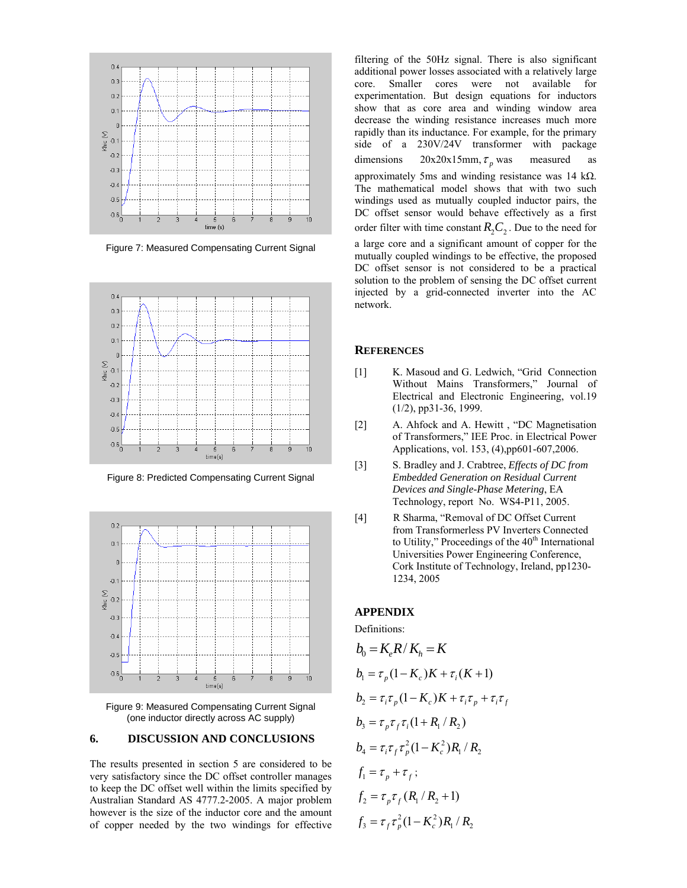0.4
0.3
0.2
0.1
0
-0.1
-0.2
-0.3
-0.4
-0.5
-0.6
Khic (V)
0 1 2 3 4 5 6 7 8 9 10
time (s)

Figure 7: Measured Compensating Current Signal

0.4
0.3
0.2
0.1
0
-0.1
-0.2
-0.3
-0.4
-0.5
-0.6
Khic (V)
0 1 2 3 4 5 6 7 8 9 10
time(s)

Figure 8: Predicted Compensating Current Signal

0.2
0.1
0
-0.1
-0.2
-0.3
-0.4
-0.5
-0.6
Khic (V)
0 1 2 3 4 5 6 7 8 9 10
time(s)

Figure 9: Measured Compensating Current Signal (one inductor directly across AC supply)

## 6. DISCUSSION AND CONCLUSIONS

The results presented in section 5 are considered to be very satisfactory since the DC offset controller manages to keep the DC offset well within the limits specified by Australian Standard AS 4777.2-2005. A major problem however is the size of the inductor core and the amount of copper needed by the two windings for effective filtering of the 50Hz signal. There is also significant additional power losses associated with a relatively large core. Smaller cores were not available for experimentation. But design equations for inductors show that as core area and winding window area decrease the winding resistance increases much more rapidly than its inductance. For example, for the primary side of a 230V/24V transformer with package dimensions 20x20x15mm, $\tau_p$ was measured as approximately 5ms and winding resistance was 14 kΩ. The mathematical model shows that with two such windings used as mutually coupled inductor pairs, the DC offset sensor would behave effectively as a first order filter with time constant $R_2C_2$. Due to the need for a large core and a significant amount of copper for the mutually coupled windings to be effective, the proposed DC offset sensor is not considered to be a practical solution to the problem of sensing the DC offset current injected by a grid-connected inverter into the AC network.

## REFERENCES

[1] K. Masoud and G. Ledwich, "Grid Connection Without Mains Transformers," Journal of Electrical and Electronic Engineering, vol.19 (1/2), pp31-36, 1999.

[2] A. Ahfock and A. Hewitt , "DC Magnetisation of Transformers," IEE Proc. in Electrical Power Applications, vol. 153, (4),pp601-607,2006.

[3] S. Bradley and J. Crabtree, *Effects of DC from Embedded Generation on Residual Current Devices and Single-Phase Metering*, EA Technology, report No. WS4-P11, 2005.

[4] R Sharma, "Removal of DC Offset Current from Transformerless PV Inverters Connected to Utility," Proceedings of the 40th International Universities Power Engineering Conference, Cork Institute of Technology, Ireland, pp1230-1234, 2005

## APPENDIX

Definitions:

$$b_0 = K_e R / K_h = K$$

$$b_1 = \tau_p (1 - K_c) K + \tau_i (K + 1)$$

$$b_2 = \tau_i \tau_p (1 - K_c) K + \tau_i \tau_p + \tau_i \tau_f$$

$$b_3 = \tau_p \tau_f \tau_i (1 + R_1 / R_2)$$

$$b_4 = \tau_i \tau_f \tau_p^2 (1 - K_c^2) R_1 / R_2$$

$$f_1 = \tau_p + \tau_f \,;$$

$$f_2 = \tau_p \tau_f (R_1 / R_2 + 1)$$

$$f_3 = \tau_f \tau_p^2 (1 - K_c^2) R_1 / R_2$$